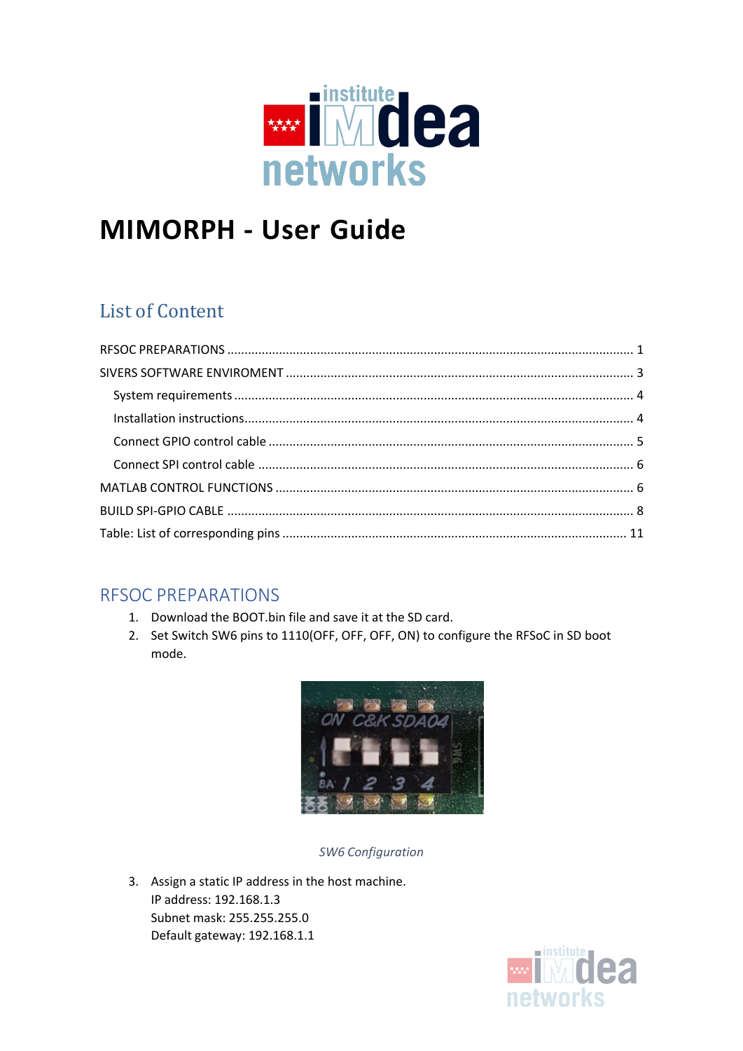# MIMORPH - User Guide

## List of Content

RFSOC PREPARATIONS ........................................................ 1
SIVERS SOFTWARE ENVIROMENT ........................................................ 3
  System requirements ........................................................ 4
  Installation instructions ........................................................ 4
  Connect GPIO control cable ........................................................ 5
  Connect SPI control cable ........................................................ 6
MATLAB CONTROL FUNCTIONS ........................................................ 6
BUILD SPI-GPIO CABLE ........................................................ 8
Table: List of corresponding pins ........................................................ 11

## RFSOC PREPARATIONS

1. Download the BOOT.bin file and save it at the SD card.
2. Set Switch SW6 pins to 1110(OFF, OFF, OFF, ON) to configure the RFSoC in SD boot mode.

*SW6 Configuration*

3. Assign a static IP address in the host machine.
   IP address: 192.168.1.3
   Subnet mask: 255.255.255.0
   Default gateway: 192.168.1.1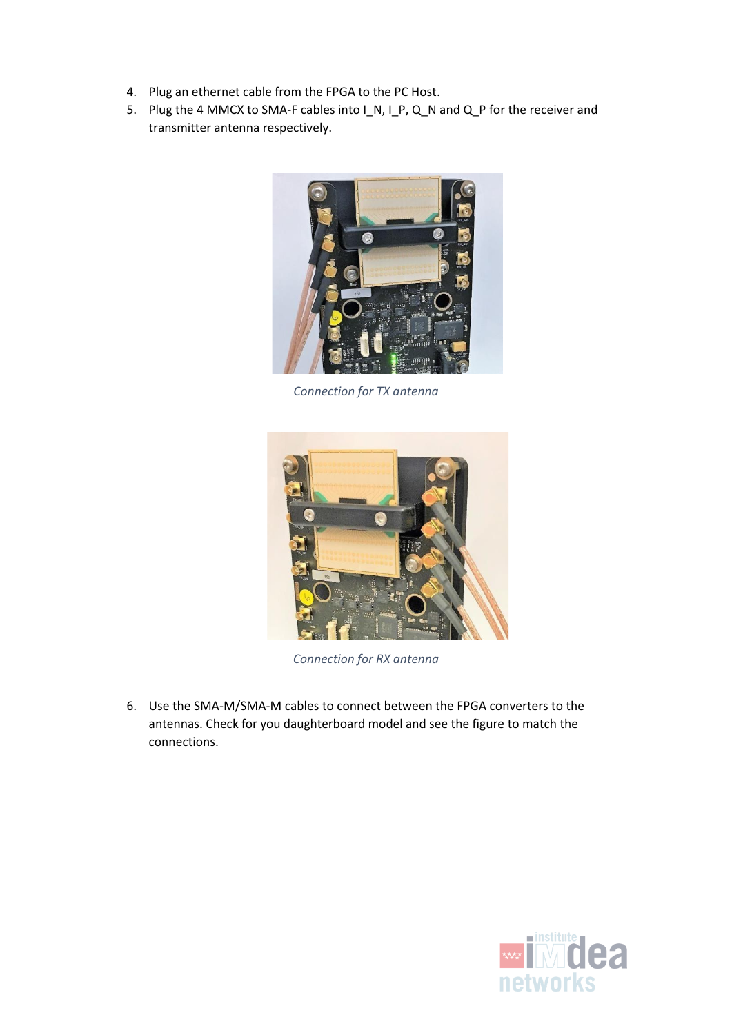4. Plug an ethernet cable from the FPGA to the PC Host.
5. Plug the 4 MMCX to SMA-F cables into I_N, I_P, Q_N and Q_P for the receiver and transmitter antenna respectively.

*Connection for TX antenna*

*Connection for RX antenna*

6. Use the SMA-M/SMA-M cables to connect between the FPGA converters to the antennas. Check for you daughterboard model and see the figure to match the connections.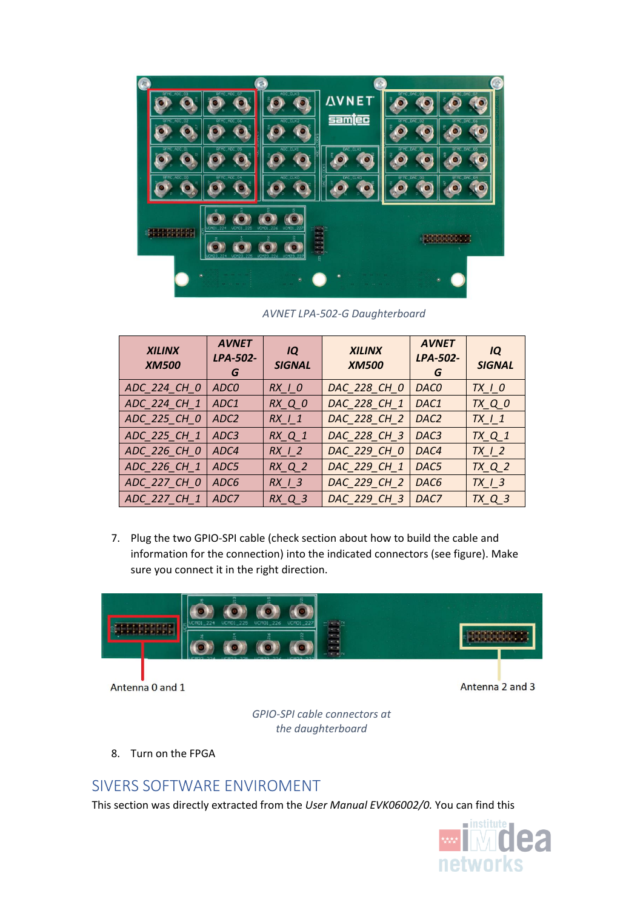*AVNET LPA-502-G Daughterboard*

| *XILINX XM500* | *AVNET LPA-502-G* | *IQ SIGNAL* | *XILINX XM500* | *AVNET LPA-502-G* | *IQ SIGNAL* |
|---|---|---|---|---|---|
| *ADC_224_CH_0* | *ADC0* | *RX_I_0* | *DAC_228_CH_0* | *DAC0* | *TX_I_0* |
| *ADC_224_CH_1* | *ADC1* | *RX_Q_0* | *DAC_228_CH_1* | *DAC1* | *TX_Q_0* |
| *ADC_225_CH_0* | *ADC2* | *RX_I_1* | *DAC_228_CH_2* | *DAC2* | *TX_I_1* |
| *ADC_225_CH_1* | *ADC3* | *RX_Q_1* | *DAC_228_CH_3* | *DAC3* | *TX_Q_1* |
| *ADC_226_CH_0* | *ADC4* | *RX_I_2* | *DAC_229_CH_0* | *DAC4* | *TX_I_2* |
| *ADC_226_CH_1* | *ADC5* | *RX_Q_2* | *DAC_229_CH_1* | *DAC5* | *TX_Q_2* |
| *ADC_227_CH_0* | *ADC6* | *RX_I_3* | *DAC_229_CH_2* | *DAC6* | *TX_I_3* |
| *ADC_227_CH_1* | *ADC7* | *RX_Q_3* | *DAC_229_CH_3* | *DAC7* | *TX_Q_3* |

7. Plug the two GPIO-SPI cable (check section about how to build the cable and information for the connection) into the indicated connectors (see figure). Make sure you connect it in the right direction.

Antenna 0 and 1

Antenna 2 and 3

*GPIO-SPI cable connectors at the daughterboard*

8. Turn on the FPGA

## SIVERS SOFTWARE ENVIROMENT

This section was directly extracted from the *User Manual EVK06002/0.* You can find this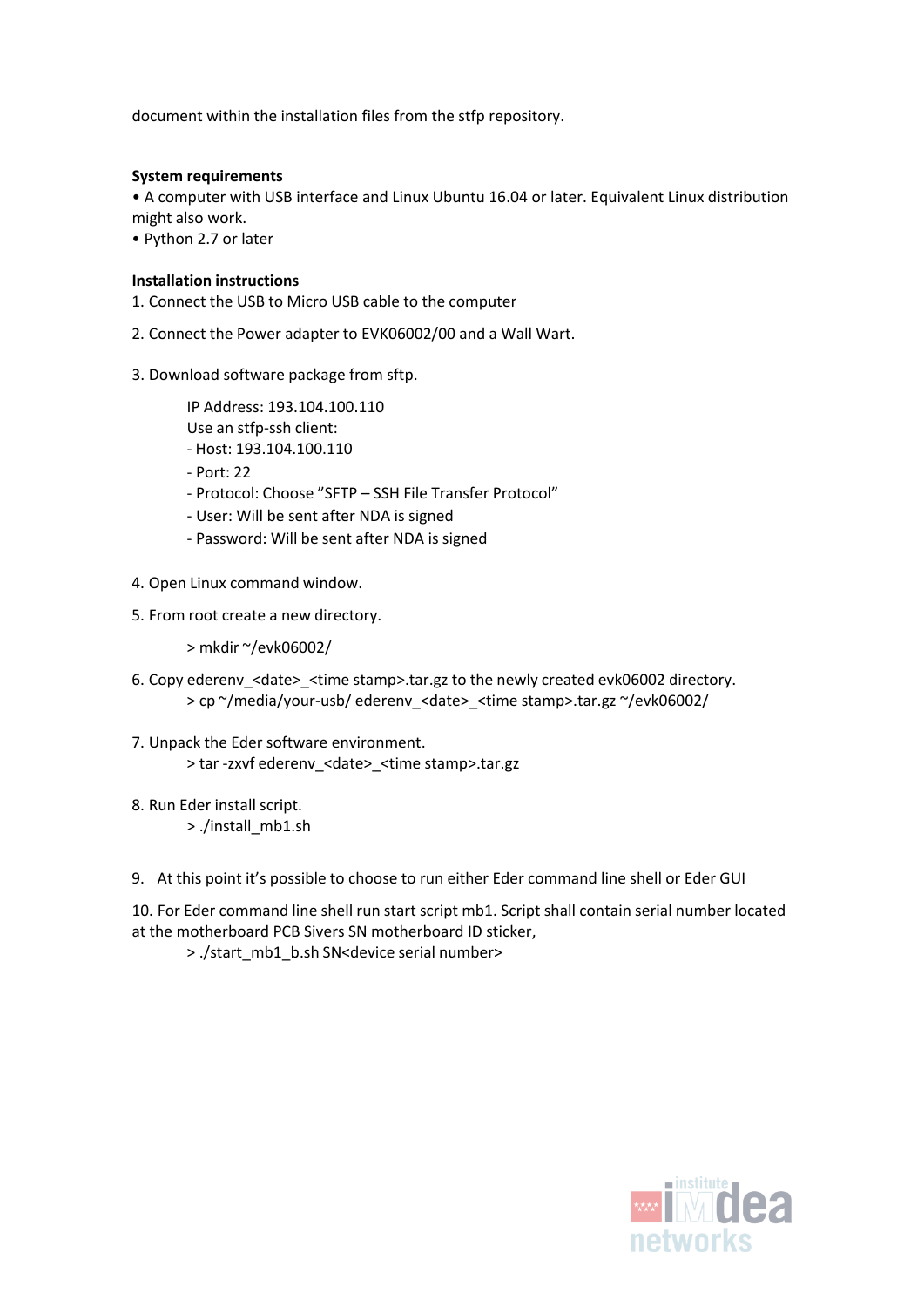document within the installation files from the stfp repository.

**System requirements**

• A computer with USB interface and Linux Ubuntu 16.04 or later. Equivalent Linux distribution might also work.
• Python 2.7 or later

**Installation instructions**

1. Connect the USB to Micro USB cable to the computer

2. Connect the Power adapter to EVK06002/00 and a Wall Wart.

3. Download software package from sftp.

   IP Address: 193.104.100.110
   Use an stfp-ssh client:
   - Host: 193.104.100.110
   - Port: 22
   - Protocol: Choose "SFTP – SSH File Transfer Protocol"
   - User: Will be sent after NDA is signed
   - Password: Will be sent after NDA is signed

4. Open Linux command window.

5. From root create a new directory.

   > mkdir ~/evk06002/

6. Copy ederenv_<date>_<time stamp>.tar.gz to the newly created evk06002 directory.

   > cp ~/media/your-usb/ ederenv_<date>_<time stamp>.tar.gz ~/evk06002/

7. Unpack the Eder software environment.

   > tar -zxvf ederenv_<date>_<time stamp>.tar.gz

8. Run Eder install script.

   > ./install_mb1.sh

9. At this point it's possible to choose to run either Eder command line shell or Eder GUI

10. For Eder command line shell run start script mb1. Script shall contain serial number located at the motherboard PCB Sivers SN motherboard ID sticker,

    > ./start_mb1_b.sh SN<device serial number>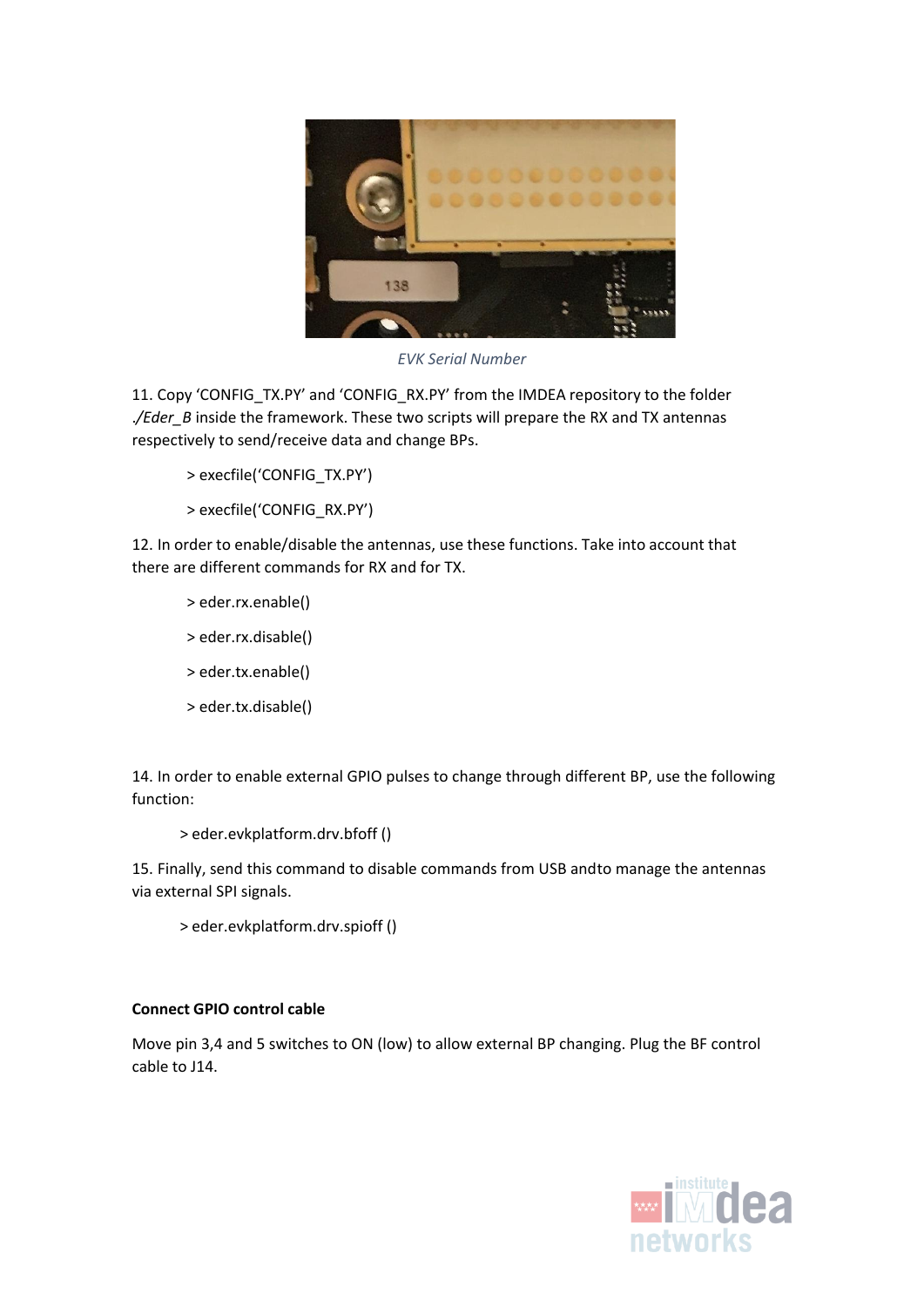*EVK Serial Number*

11. Copy 'CONFIG_TX.PY' and 'CONFIG_RX.PY' from the IMDEA repository to the folder *./Eder_B* inside the framework. These two scripts will prepare the RX and TX antennas respectively to send/receive data and change BPs.

> execfile('CONFIG_TX.PY')

> execfile('CONFIG_RX.PY')

12. In order to enable/disable the antennas, use these functions. Take into account that there are different commands for RX and for TX.

> eder.rx.enable()

> eder.rx.disable()

> eder.tx.enable()

> eder.tx.disable()

14. In order to enable external GPIO pulses to change through different BP, use the following function:

> eder.evkplatform.drv.bfoff ()

15. Finally, send this command to disable commands from USB andto manage the antennas via external SPI signals.

> eder.evkplatform.drv.spioff ()

**Connect GPIO control cable**

Move pin 3,4 and 5 switches to ON (low) to allow external BP changing. Plug the BF control cable to J14.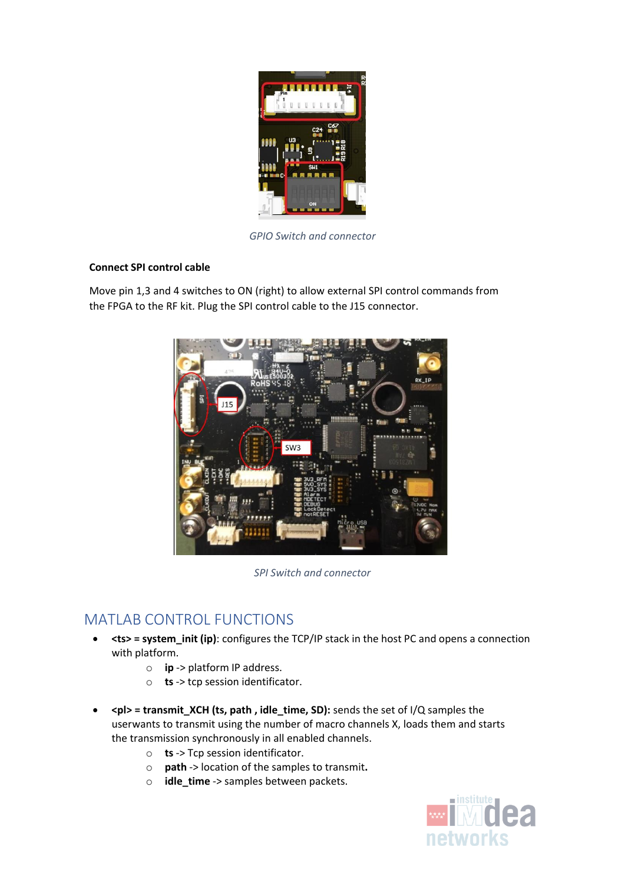*GPIO Switch and connector*

**Connect SPI control cable**

Move pin 1,3 and 4 switches to ON (right) to allow external SPI control commands from the FPGA to the RF kit. Plug the SPI control cable to the J15 connector.

*SPI Switch and connector*

## MATLAB CONTROL FUNCTIONS

- **<ts> = system_init (ip)**: configures the TCP/IP stack in the host PC and opens a connection with platform.
  - **ip** -> platform IP address.
  - **ts** -> tcp session identificator.

- **<pl> = transmit_XCH (ts, path , idle_time, SD):** sends the set of I/Q samples the userwants to transmit using the number of macro channels X, loads them and starts the transmission synchronously in all enabled channels.
  - **ts** -> Tcp session identificator.
  - **path** -> location of the samples to transmit**.**
  - **idle_time** -> samples between packets.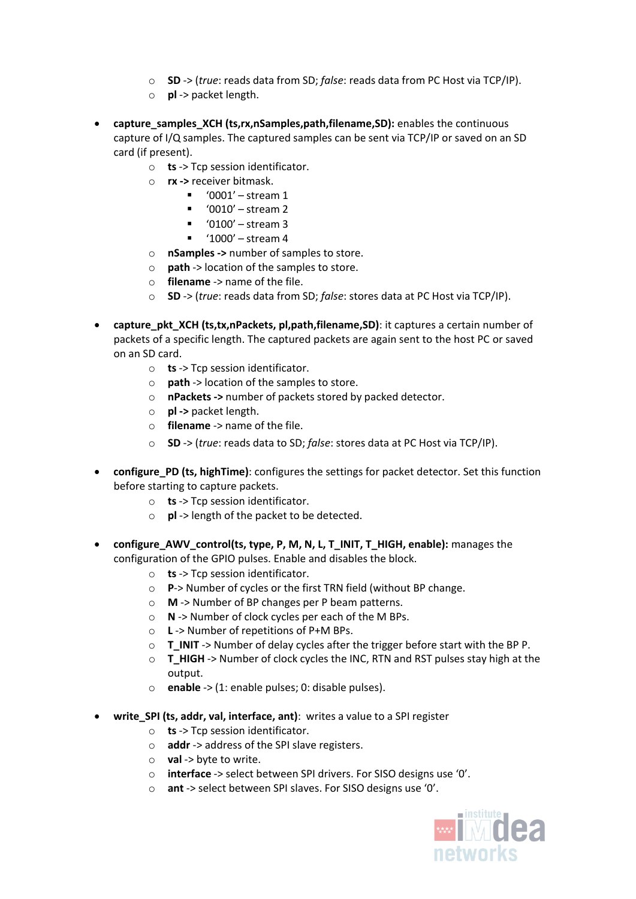- **SD** -> (*true*: reads data from SD; *false*: reads data from PC Host via TCP/IP).
  - **pl** -> packet length.

- **capture_samples_XCH (ts,rx,nSamples,path,filename,SD):** enables the continuous capture of I/Q samples. The captured samples can be sent via TCP/IP or saved on an SD card (if present).
  - **ts** -> Tcp session identificator.
  - **rx ->** receiver bitmask.
    - '0001' – stream 1
    - '0010' – stream 2
    - '0100' – stream 3
    - '1000' – stream 4
  - **nSamples ->** number of samples to store.
  - **path** -> location of the samples to store.
  - **filename** -> name of the file.
  - **SD** -> (*true*: reads data from SD; *false*: stores data at PC Host via TCP/IP).

- **capture_pkt_XCH (ts,tx,nPackets, pl,path,filename,SD)**: it captures a certain number of packets of a specific length. The captured packets are again sent to the host PC or saved on an SD card.
  - **ts** -> Tcp session identificator.
  - **path** -> location of the samples to store.
  - **nPackets ->** number of packets stored by packed detector.
  - **pl ->** packet length.
  - **filename** -> name of the file.
  - **SD** -> (*true*: reads data to SD; *false*: stores data at PC Host via TCP/IP).

- **configure_PD (ts, highTime)**: configures the settings for packet detector. Set this function before starting to capture packets.
  - **ts** -> Tcp session identificator.
  - **pl** -> length of the packet to be detected.

- **configure_AWV_control(ts, type, P, M, N, L, T_INIT, T_HIGH, enable):** manages the configuration of the GPIO pulses. Enable and disables the block.
  - **ts** -> Tcp session identificator.
  - **P**-> Number of cycles or the first TRN field (without BP change.
  - **M** -> Number of BP changes per P beam patterns.
  - **N** -> Number of clock cycles per each of the M BPs.
  - **L** -> Number of repetitions of P+M BPs.
  - **T_INIT** -> Number of delay cycles after the trigger before start with the BP P.
  - **T_HIGH** -> Number of clock cycles the INC, RTN and RST pulses stay high at the output.
  - **enable** -> (1: enable pulses; 0: disable pulses).

- **write_SPI (ts, addr, val, interface, ant)**: writes a value to a SPI register
  - **ts** -> Tcp session identificator.
  - **addr** -> address of the SPI slave registers.
  - **val** -> byte to write.
  - **interface** -> select between SPI drivers. For SISO designs use '0'.
  - **ant** -> select between SPI slaves. For SISO designs use '0'.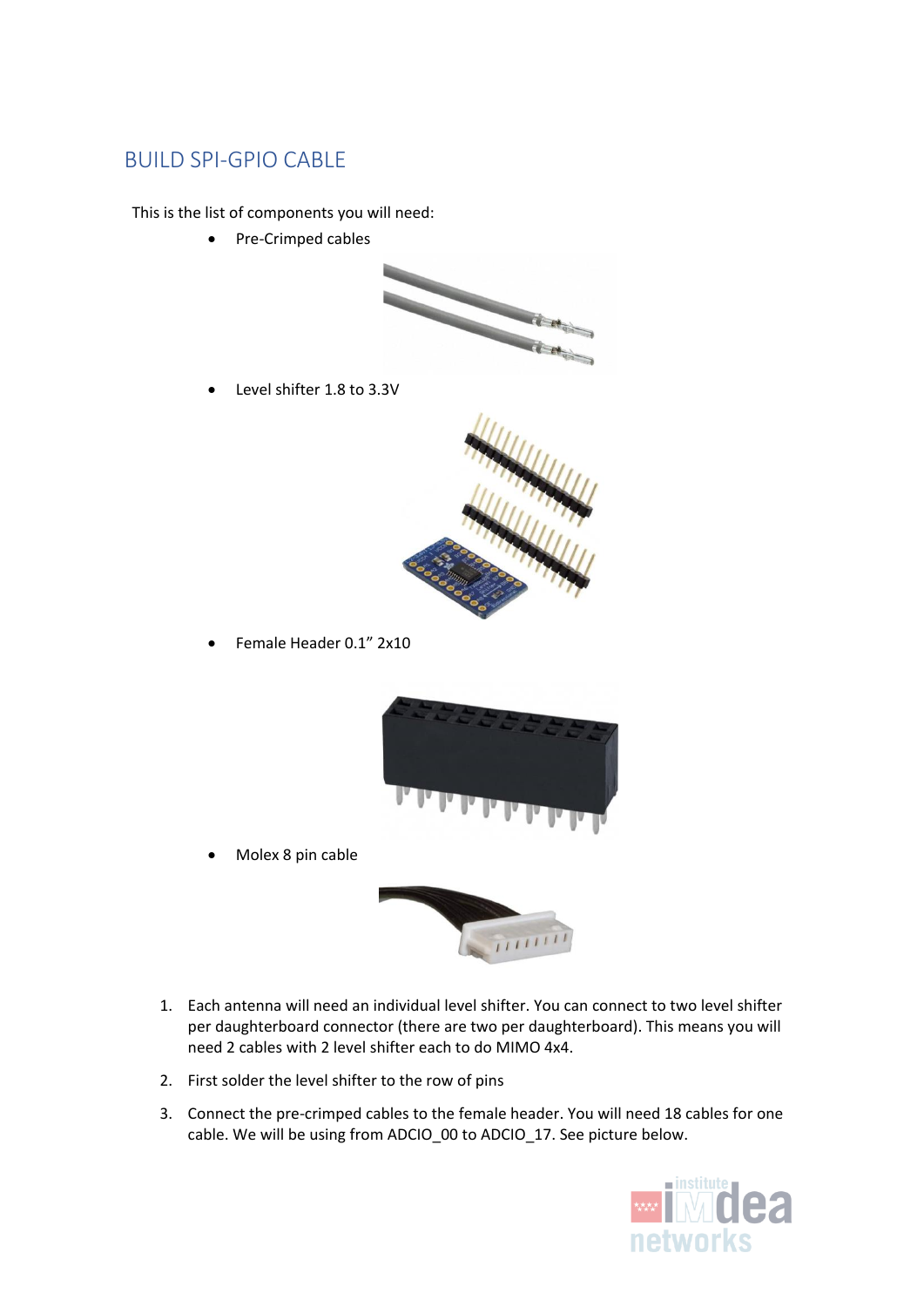## BUILD SPI-GPIO CABLE

This is the list of components you will need:

- Pre-Crimped cables
- Level shifter 1.8 to 3.3V
- Female Header 0.1" 2x10
- Molex 8 pin cable

1. Each antenna will need an individual level shifter. You can connect to two level shifter per daughterboard connector (there are two per daughterboard). This means you will need 2 cables with 2 level shifter each to do MIMO 4x4.
2. First solder the level shifter to the row of pins
3. Connect the pre-crimped cables to the female header. You will need 18 cables for one cable. We will be using from ADCIO_00 to ADCIO_17. See picture below.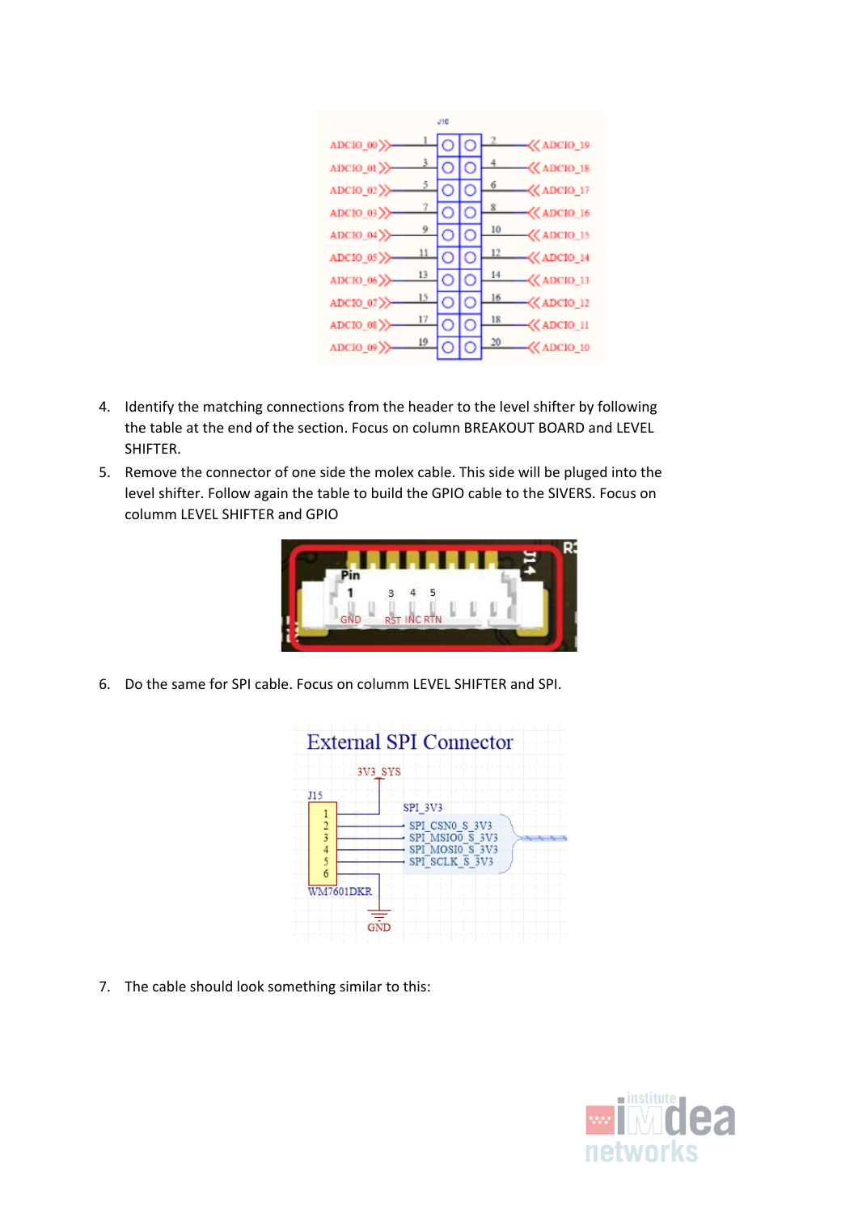4. Identify the matching connections from the header to the level shifter by following the table at the end of the section. Focus on column BREAKOUT BOARD and LEVEL SHIFTER.
5. Remove the connector of one side the molex cable. This side will be pluged into the level shifter. Follow again the table to build the GPIO cable to the SIVERS. Focus on columm LEVEL SHIFTER and GPIO
6. Do the same for SPI cable. Focus on columm LEVEL SHIFTER and SPI.
7. The cable should look something similar to this: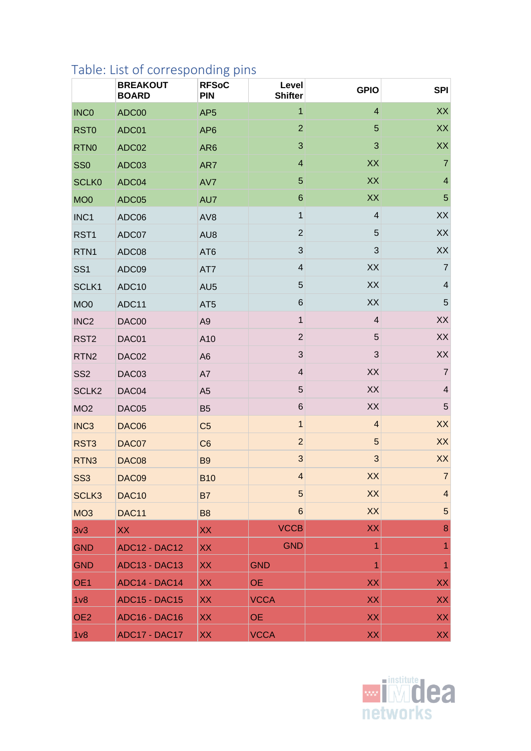Table: List of corresponding pins

| | BREAKOUT BOARD | RFSoC PIN | Level Shifter | GPIO | SPI |
|---|---|---|---|---|---|
| INC0 | ADC00 | AP5 | 1 | 4 | XX |
| RST0 | ADC01 | AP6 | 2 | 5 | XX |
| RTN0 | ADC02 | AR6 | 3 | 3 | XX |
| SS0 | ADC03 | AR7 | 4 | XX | 7 |
| SCLK0 | ADC04 | AV7 | 5 | XX | 4 |
| MO0 | ADC05 | AU7 | 6 | XX | 5 |
| INC1 | ADC06 | AV8 | 1 | 4 | XX |
| RST1 | ADC07 | AU8 | 2 | 5 | XX |
| RTN1 | ADC08 | AT6 | 3 | 3 | XX |
| SS1 | ADC09 | AT7 | 4 | XX | 7 |
| SCLK1 | ADC10 | AU5 | 5 | XX | 4 |
| MO0 | ADC11 | AT5 | 6 | XX | 5 |
| INC2 | DAC00 | A9 | 1 | 4 | XX |
| RST2 | DAC01 | A10 | 2 | 5 | XX |
| RTN2 | DAC02 | A6 | 3 | 3 | XX |
| SS2 | DAC03 | A7 | 4 | XX | 7 |
| SCLK2 | DAC04 | A5 | 5 | XX | 4 |
| MO2 | DAC05 | B5 | 6 | XX | 5 |
| INC3 | DAC06 | C5 | 1 | 4 | XX |
| RST3 | DAC07 | C6 | 2 | 5 | XX |
| RTN3 | DAC08 | B9 | 3 | 3 | XX |
| SS3 | DAC09 | B10 | 4 | XX | 7 |
| SCLK3 | DAC10 | B7 | 5 | XX | 4 |
| MO3 | DAC11 | B8 | 6 | XX | 5 |
| 3v3 | XX | XX | VCCB | XX | 8 |
| GND | ADC12 - DAC12 | XX | GND | 1 | 1 |
| GND | ADC13 - DAC13 | XX | GND | 1 | 1 |
| OE1 | ADC14 - DAC14 | XX | OE | XX | XX |
| 1v8 | ADC15 - DAC15 | XX | VCCA | XX | XX |
| OE2 | ADC16 - DAC16 | XX | OE | XX | XX |
| 1v8 | ADC17 - DAC17 | XX | VCCA | XX | XX |